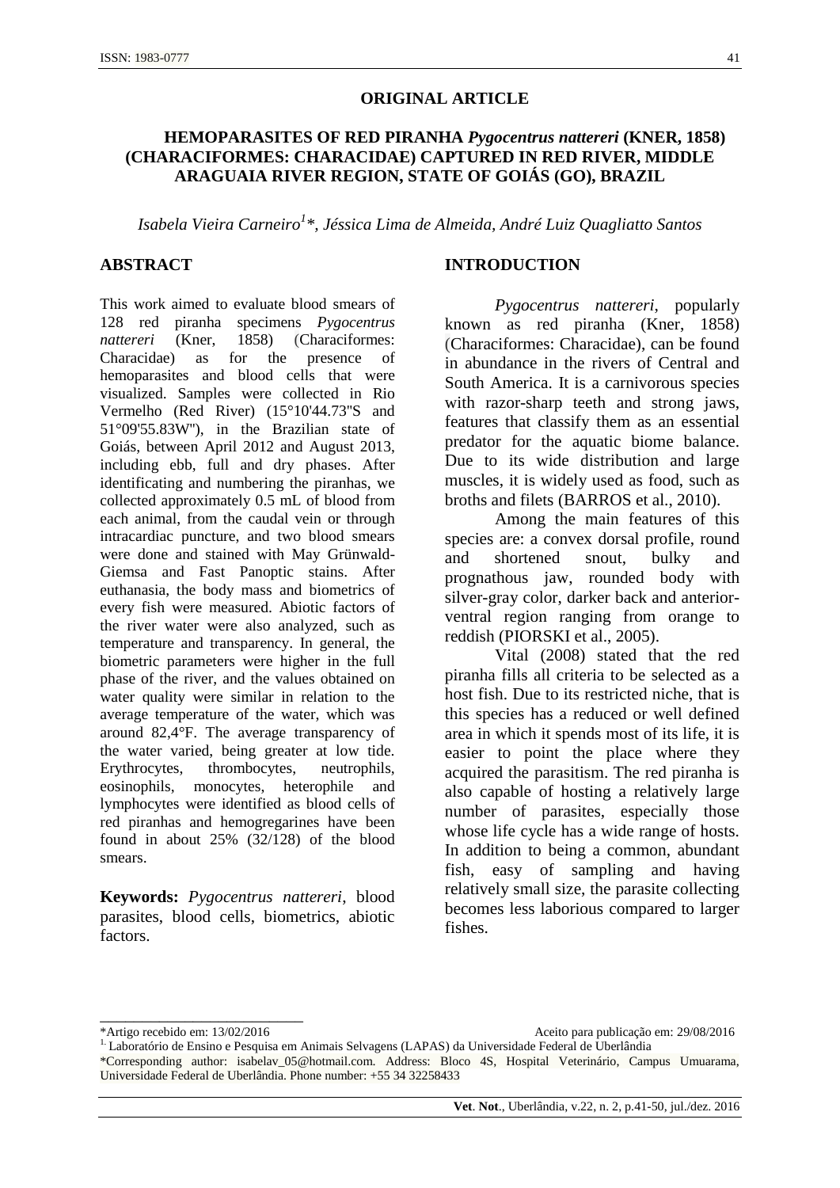**ORIGINAL ARTICLE**

# HEMOPARASITES OF RED PIRANHA *Pygocentrus nattereri* (KNER, 1858) (CHARACIFORMES: CHARACIDAE) CAPTURED IN RED RIVER, MIDDLE ARAGUAIA RIVER REGION, STATE OF GOIÁS (GO), BRAZIL

*Isabela Vieira Carneiro[1]\*, Jéssica Lima de Almeida, André Luiz Quagliatto Santos*

## ABSTRACT

This work aimed to evaluate blood smears of 128 red piranha specimens *Pygocentrus nattereri* (Kner, 1858) (Characiformes: Characidae) as for the presence of hemoparasites and blood cells that were visualized. Samples were collected in Rio Vermelho (Red River) (15°10'44.73"S and 51°09'55.83W"), in the Brazilian state of Goiás, between April 2012 and August 2013, including ebb, full and dry phases. After identificating and numbering the piranhas, we collected approximately 0.5 mL of blood from each animal, from the caudal vein or through intracardiac puncture, and two blood smears were done and stained with May Grünwald-Giemsa and Fast Panoptic stains. After euthanasia, the body mass and biometrics of every fish were measured. Abiotic factors of the river water were also analyzed, such as temperature and transparency. In general, the biometric parameters were higher in the full phase of the river, and the values obtained on water quality were similar in relation to the average temperature of the water, which was around 82,4°F. The average transparency of the water varied, being greater at low tide. Erythrocytes, thrombocytes, neutrophils, eosinophils, monocytes, heterophile and lymphocytes were identified as blood cells of red piranhas and hemogregarines have been found in about 25% (32/128) of the blood smears.

**Keywords:** *Pygocentrus nattereri*, blood parasites, blood cells, biometrics, abiotic factors.

## INTRODUCTION

*Pygocentrus nattereri*, popularly known as red piranha (Kner, 1858) (Characiformes: Characidae), can be found in abundance in the rivers of Central and South America. It is a carnivorous species with razor-sharp teeth and strong jaws, features that classify them as an essential predator for the aquatic biome balance. Due to its wide distribution and large muscles, it is widely used as food, such as broths and filets (BARROS et al., 2010).

Among the main features of this species are: a convex dorsal profile, round and shortened snout, bulky and prognathous jaw, rounded body with silver-gray color, darker back and anterior-ventral region ranging from orange to reddish (PIORSKI et al., 2005).

Vital (2008) stated that the red piranha fills all criteria to be selected as a host fish. Due to its restricted niche, that is this species has a reduced or well defined area in which it spends most of its life, it is easier to point the place where they acquired the parasitism. The red piranha is also capable of hosting a relatively large number of parasites, especially those whose life cycle has a wide range of hosts. In addition to being a common, abundant fish, easy of sampling and having relatively small size, the parasite collecting becomes less laborious compared to larger fishes.

---

\*Artigo recebido em: 13/02/2016 Aceito para publicação em: 29/08/2016

[1] Laboratório de Ensino e Pesquisa em Animais Selvagens (LAPAS) da Universidade Federal de Uberlândia

\*Corresponding author: isabelav_05@hotmail.com. Address: Bloco 4S, Hospital Veterinário, Campus Umuarama, Universidade Federal de Uberlândia. Phone number: +55 34 32258433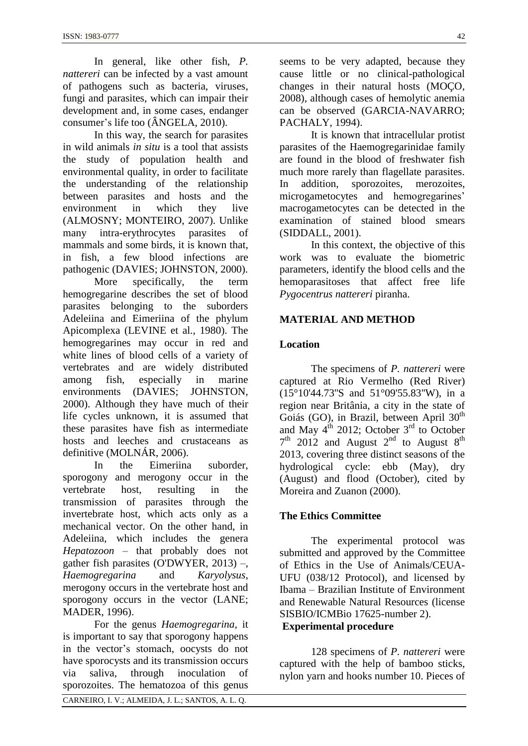In general, like other fish, *P. nattereri* can be infected by a vast amount of pathogens such as bacteria, viruses, fungi and parasites, which can impair their development and, in some cases, endanger consumer's life too (ÂNGELA, 2010).

In this way, the search for parasites in wild animals *in situ* is a tool that assists the study of population health and environmental quality, in order to facilitate the understanding of the relationship between parasites and hosts and the environment in which they live (ALMOSNY; MONTEIRO, 2007). Unlike many intra-erythrocytes parasites of mammals and some birds, it is known that, in fish, a few blood infections are pathogenic (DAVIES; JOHNSTON, 2000).

More specifically, the term hemogregarine describes the set of blood parasites belonging to the suborders Adeleiina and Eimeriina of the phylum Apicomplexa (LEVINE et al., 1980). The hemogregarines may occur in red and white lines of blood cells of a variety of vertebrates and are widely distributed among fish, especially in marine environments (DAVIES; JOHNSTON, 2000). Although they have much of their life cycles unknown, it is assumed that these parasites have fish as intermediate hosts and leeches and crustaceans as definitive (MOLNÁR, 2006).

In the Eimeriina suborder, sporogony and merogony occur in the vertebrate host, resulting in the transmission of parasites through the invertebrate host, which acts only as a mechanical vector. On the other hand, in Adeleiina, which includes the genera *Hepatozoon* – that probably does not gather fish parasites (O'DWYER, 2013) –, *Haemogregarina* and *Karyolysus*, merogony occurs in the vertebrate host and sporogony occurs in the vector (LANE; MADER, 1996).

For the genus *Haemogregarina*, it is important to say that sporogony happens in the vector's stomach, oocysts do not have sporocysts and its transmission occurs via saliva, through inoculation of sporozoites. The hematozoa of this genus seems to be very adapted, because they cause little or no clinical-pathological changes in their natural hosts (MOÇO, 2008), although cases of hemolytic anemia can be observed (GARCIA-NAVARRO; PACHALY, 1994).

It is known that intracellular protist parasites of the Haemogregarinidae family are found in the blood of freshwater fish much more rarely than flagellate parasites. In addition, sporozoites, merozoites, microgametocytes and hemogregarines' macrogametocytes can be detected in the examination of stained blood smears (SIDDALL, 2001).

In this context, the objective of this work was to evaluate the biometric parameters, identify the blood cells and the hemoparasitoses that affect free life *Pygocentrus nattereri* piranha.

## MATERIAL AND METHOD

### Location

The specimens of *P. nattereri* were captured at Rio Vermelho (Red River) (15°10'44.73"S and 51°09'55.83"W), in a region near Britânia, a city in the state of Goiás (GO), in Brazil, between April 30th and May 4th 2012; October 3rd to October 7th 2012 and August 2nd to August 8th 2013, covering three distinct seasons of the hydrological cycle: ebb (May), dry (August) and flood (October), cited by Moreira and Zuanon (2000).

### The Ethics Committee

The experimental protocol was submitted and approved by the Committee of Ethics in the Use of Animals/CEUA-UFU (038/12 Protocol), and licensed by Ibama – Brazilian Institute of Environment and Renewable Natural Resources (license SISBIO/ICMBio 17625-number 2).

### Experimental procedure

128 specimens of *P. nattereri* were captured with the help of bamboo sticks, nylon yarn and hooks number 10. Pieces of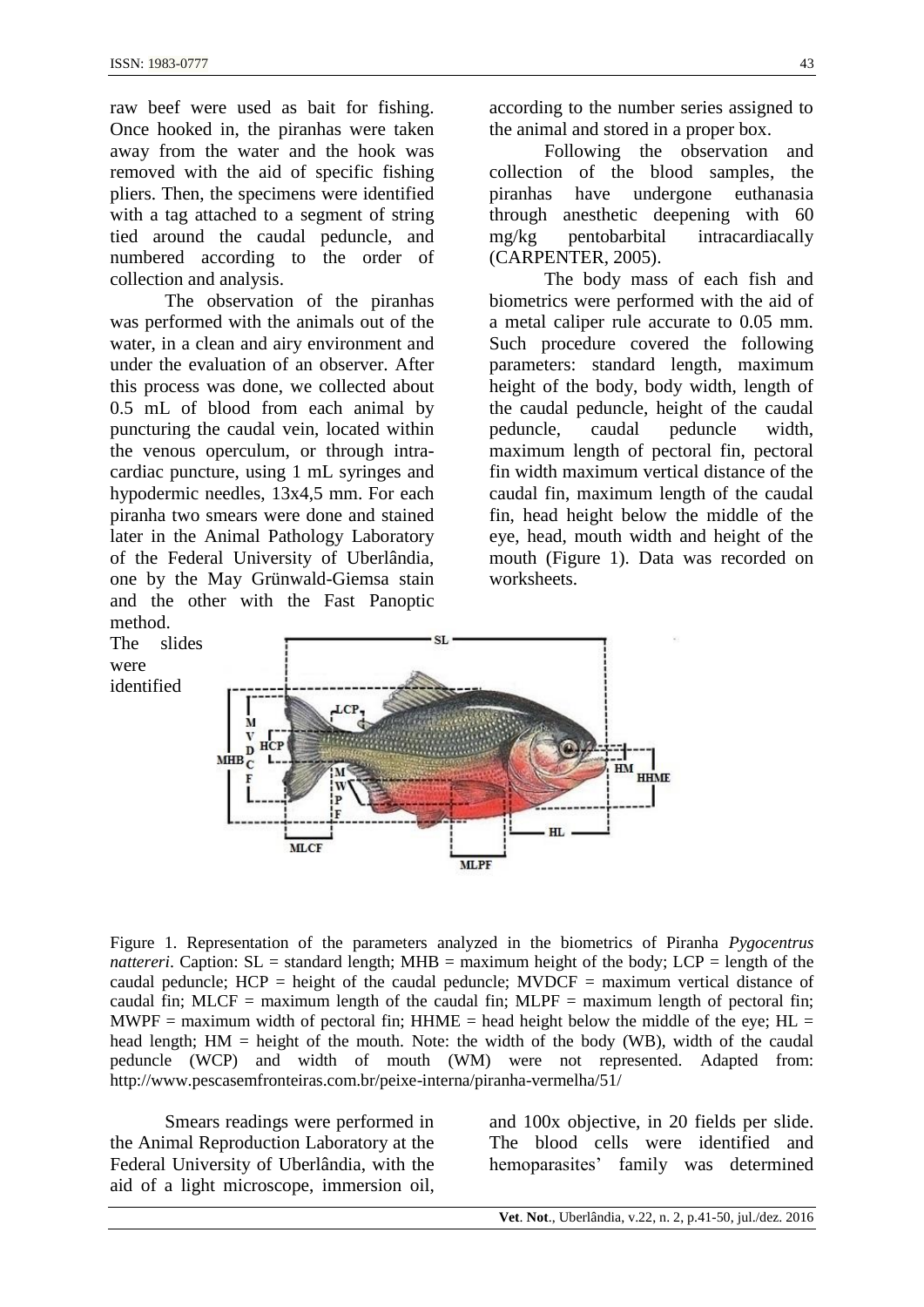raw beef were used as bait for fishing. Once hooked in, the piranhas were taken away from the water and the hook was removed with the aid of specific fishing pliers. Then, the specimens were identified with a tag attached to a segment of string tied around the caudal peduncle, and numbered according to the order of collection and analysis.

The observation of the piranhas was performed with the animals out of the water, in a clean and airy environment and under the evaluation of an observer. After this process was done, we collected about 0.5 mL of blood from each animal by puncturing the caudal vein, located within the venous operculum, or through intra-cardiac puncture, using 1 mL syringes and hypodermic needles, 13x4,5 mm. For each piranha two smears were done and stained later in the Animal Pathology Laboratory of the Federal University of Uberlândia, one by the May Grünwald-Giemsa stain and the other with the Fast Panoptic method. The slides were identified according to the number series assigned to the animal and stored in a proper box.

Following the observation and collection of the blood samples, the piranhas have undergone euthanasia through anesthetic deepening with 60 mg/kg pentobarbital intracardiacally (CARPENTER, 2005).

The body mass of each fish and biometrics were performed with the aid of a metal caliper rule accurate to 0.05 mm. Such procedure covered the following parameters: standard length, maximum height of the body, body width, length of the caudal peduncle, height of the caudal peduncle, caudal peduncle width, maximum length of pectoral fin, pectoral fin width maximum vertical distance of the caudal fin, maximum length of the caudal fin, head height below the middle of the eye, head, mouth width and height of the mouth (Figure 1). Data was recorded on worksheets.

Figure 1. Representation of the parameters analyzed in the biometrics of Piranha *Pygocentrus nattereri*. Caption: SL = standard length; MHB = maximum height of the body; LCP = length of the caudal peduncle; HCP = height of the caudal peduncle; MVDCF = maximum vertical distance of caudal fin; MLCF = maximum length of the caudal fin; MLPF = maximum length of pectoral fin; MWPF = maximum width of pectoral fin; HHME = head height below the middle of the eye; HL = head length; HM = height of the mouth. Note: the width of the body (WB), width of the caudal peduncle (WCP) and width of mouth (WM) were not represented. Adapted from: http://www.pescasemfronteiras.com.br/peixe-interna/piranha-vermelha/51/

Smears readings were performed in the Animal Reproduction Laboratory at the Federal University of Uberlândia, with the aid of a light microscope, immersion oil, and 100x objective, in 20 fields per slide. The blood cells were identified and hemoparasites' family was determined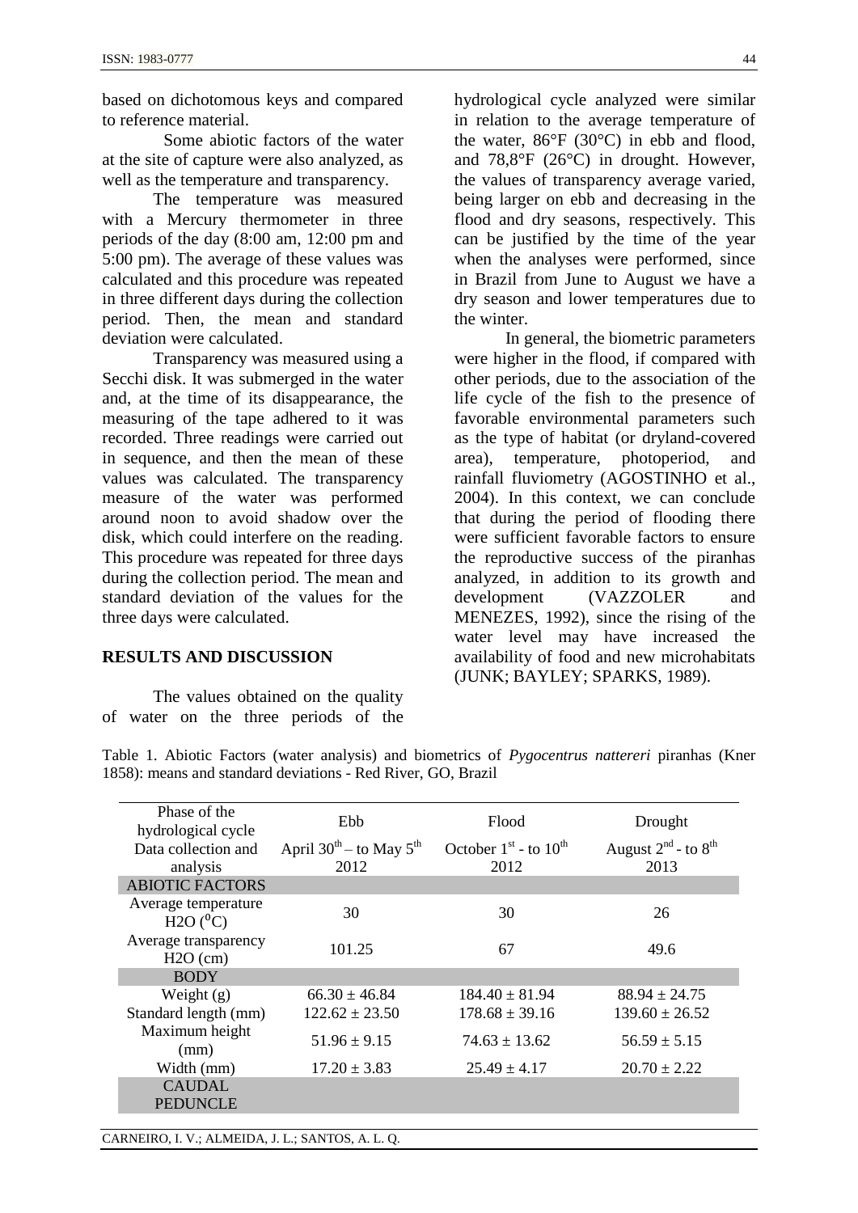based on dichotomous keys and compared to reference material.

Some abiotic factors of the water at the site of capture were also analyzed, as well as the temperature and transparency.

The temperature was measured with a Mercury thermometer in three periods of the day (8:00 am, 12:00 pm and 5:00 pm). The average of these values was calculated and this procedure was repeated in three different days during the collection period. Then, the mean and standard deviation were calculated.

Transparency was measured using a Secchi disk. It was submerged in the water and, at the time of its disappearance, the measuring of the tape adhered to it was recorded. Three readings were carried out in sequence, and then the mean of these values was calculated. The transparency measure of the water was performed around noon to avoid shadow over the disk, which could interfere on the reading. This procedure was repeated for three days during the collection period. The mean and standard deviation of the values for the three days were calculated.

## RESULTS AND DISCUSSION

The values obtained on the quality of water on the three periods of the hydrological cycle analyzed were similar in relation to the average temperature of the water, 86°F (30°C) in ebb and flood, and 78,8°F (26°C) in drought. However, the values of transparency average varied, being larger on ebb and decreasing in the flood and dry seasons, respectively. This can be justified by the time of the year when the analyses were performed, since in Brazil from June to August we have a dry season and lower temperatures due to the winter.

In general, the biometric parameters were higher in the flood, if compared with other periods, due to the association of the life cycle of the fish to the presence of favorable environmental parameters such as the type of habitat (or dryland-covered area), temperature, photoperiod, and rainfall fluviometry (AGOSTINHO et al., 2004). In this context, we can conclude that during the period of flooding there were sufficient favorable factors to ensure the reproductive success of the piranhas analyzed, in addition to its growth and development (VAZZOLER and MENEZES, 1992), since the rising of the water level may have increased the availability of food and new microhabitats (JUNK; BAYLEY; SPARKS, 1989).

Table 1. Abiotic Factors (water analysis) and biometrics of *Pygocentrus nattereri* piranhas (Kner 1858): means and standard deviations - Red River, GO, Brazil

| Phase of the hydrological cycle | Ebb | Flood | Drought |
|---|---|---|---|
| Data collection and analysis | April 30th – to May 5th 2012 | October 1st - to 10th 2012 | August 2nd - to 8th 2013 |
| **ABIOTIC FACTORS** | | | |
| Average temperature $H_2O$ (°C) | 30 | 30 | 26 |
| Average transparency $H_2O$ (cm) | 101.25 | 67 | 49.6 |
| **BODY** | | | |
| Weight (g) | 66.30 ± 46.84 | 184.40 ± 81.94 | 88.94 ± 24.75 |
| Standard length (mm) | 122.62 ± 23.50 | 178.68 ± 39.16 | 139.60 ± 26.52 |
| Maximum height (mm) | 51.96 ± 9.15 | 74.63 ± 13.62 | 56.59 ± 5.15 |
| Width (mm) | 17.20 ± 3.83 | 25.49 ± 4.17 | 20.70 ± 2.22 |
| **CAUDAL PEDUNCLE** | | | |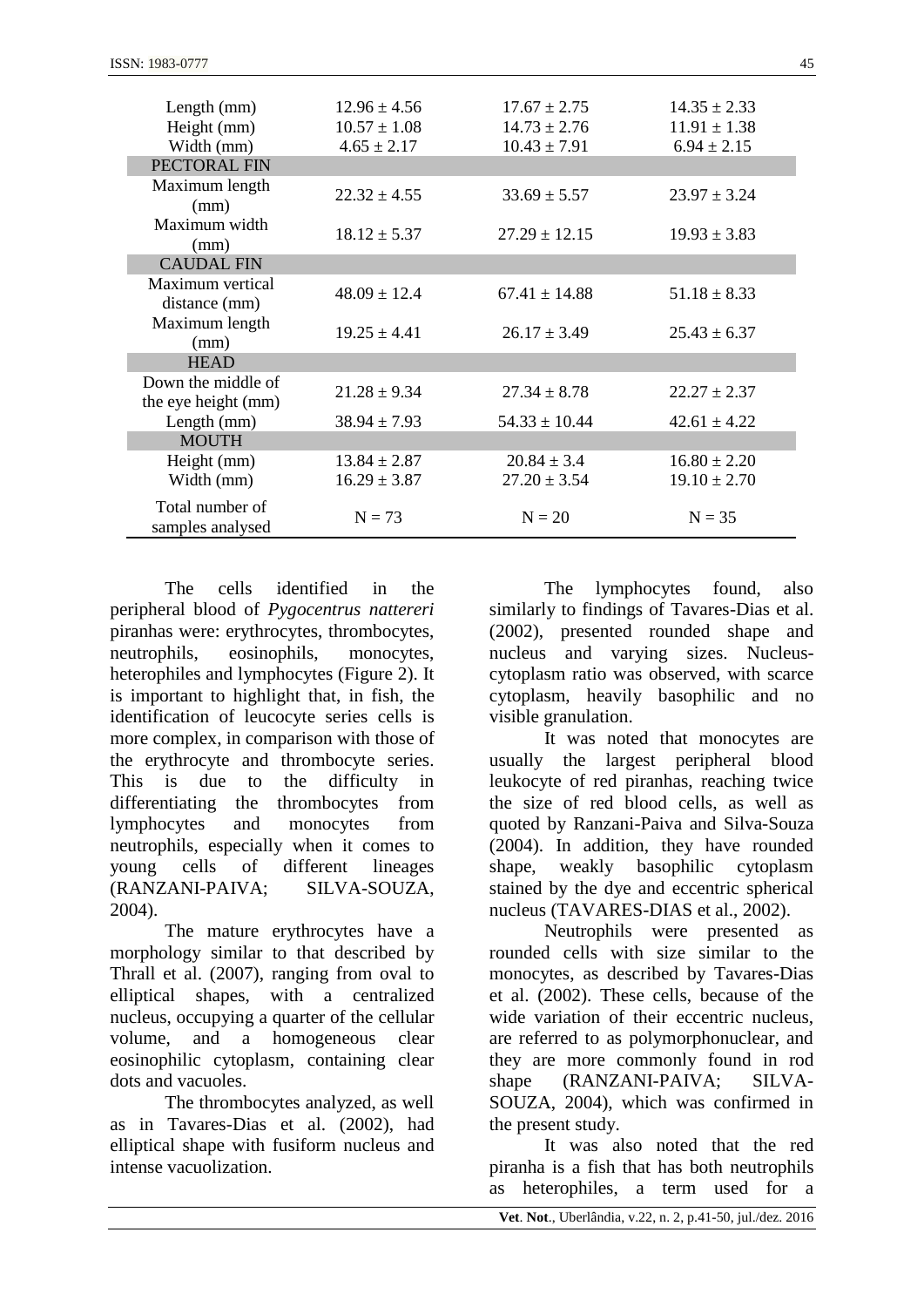| | | | |
|---|---|---|---|
| Length (mm) | 12.96 ± 4.56 | 17.67 ± 2.75 | 14.35 ± 2.33 |
| Height (mm) | 10.57 ± 1.08 | 14.73 ± 2.76 | 11.91 ± 1.38 |
| Width (mm) | 4.65 ± 2.17 | 10.43 ± 7.91 | 6.94 ± 2.15 |
| PECTORAL FIN | | | |
| Maximum length (mm) | 22.32 ± 4.55 | 33.69 ± 5.57 | 23.97 ± 3.24 |
| Maximum width (mm) | 18.12 ± 5.37 | 27.29 ± 12.15 | 19.93 ± 3.83 |
| CAUDAL FIN | | | |
| Maximum vertical distance (mm) | 48.09 ± 12.4 | 67.41 ± 14.88 | 51.18 ± 8.33 |
| Maximum length (mm) | 19.25 ± 4.41 | 26.17 ± 3.49 | 25.43 ± 6.37 |
| HEAD | | | |
| Down the middle of the eye height (mm) | 21.28 ± 9.34 | 27.34 ± 8.78 | 22.27 ± 2.37 |
| Length (mm) | 38.94 ± 7.93 | 54.33 ± 10.44 | 42.61 ± 4.22 |
| MOUTH | | | |
| Height (mm) | 13.84 ± 2.87 | 20.84 ± 3.4 | 16.80 ± 2.20 |
| Width (mm) | 16.29 ± 3.87 | 27.20 ± 3.54 | 19.10 ± 2.70 |
| Total number of samples analysed | N = 73 | N = 20 | N = 35 |

The cells identified in the peripheral blood of *Pygocentrus nattereri* piranhas were: erythrocytes, thrombocytes, neutrophils, eosinophils, monocytes, heterophiles and lymphocytes (Figure 2). It is important to highlight that, in fish, the identification of leucocyte series cells is more complex, in comparison with those of the erythrocyte and thrombocyte series. This is due to the difficulty in differentiating the thrombocytes from lymphocytes and monocytes from neutrophils, especially when it comes to young cells of different lineages (RANZANI-PAIVA; SILVA-SOUZA, 2004).

The mature erythrocytes have a morphology similar to that described by Thrall et al. (2007), ranging from oval to elliptical shapes, with a centralized nucleus, occupying a quarter of the cellular volume, and a homogeneous clear eosinophilic cytoplasm, containing clear dots and vacuoles.

The thrombocytes analyzed, as well as in Tavares-Dias et al. (2002), had elliptical shape with fusiform nucleus and intense vacuolization.

The lymphocytes found, also similarly to findings of Tavares-Dias et al. (2002), presented rounded shape and nucleus and varying sizes. Nucleus-cytoplasm ratio was observed, with scarce cytoplasm, heavily basophilic and no visible granulation.

It was noted that monocytes are usually the largest peripheral blood leukocyte of red piranhas, reaching twice the size of red blood cells, as well as quoted by Ranzani-Paiva and Silva-Souza (2004). In addition, they have rounded shape, weakly basophilic cytoplasm stained by the dye and eccentric spherical nucleus (TAVARES-DIAS et al., 2002).

Neutrophils were presented as rounded cells with size similar to the monocytes, as described by Tavares-Dias et al. (2002). These cells, because of the wide variation of their eccentric nucleus, are referred to as polymorphonuclear, and they are more commonly found in rod shape (RANZANI-PAIVA; SILVA-SOUZA, 2004), which was confirmed in the present study.

It was also noted that the red piranha is a fish that has both neutrophils as heterophiles, a term used for a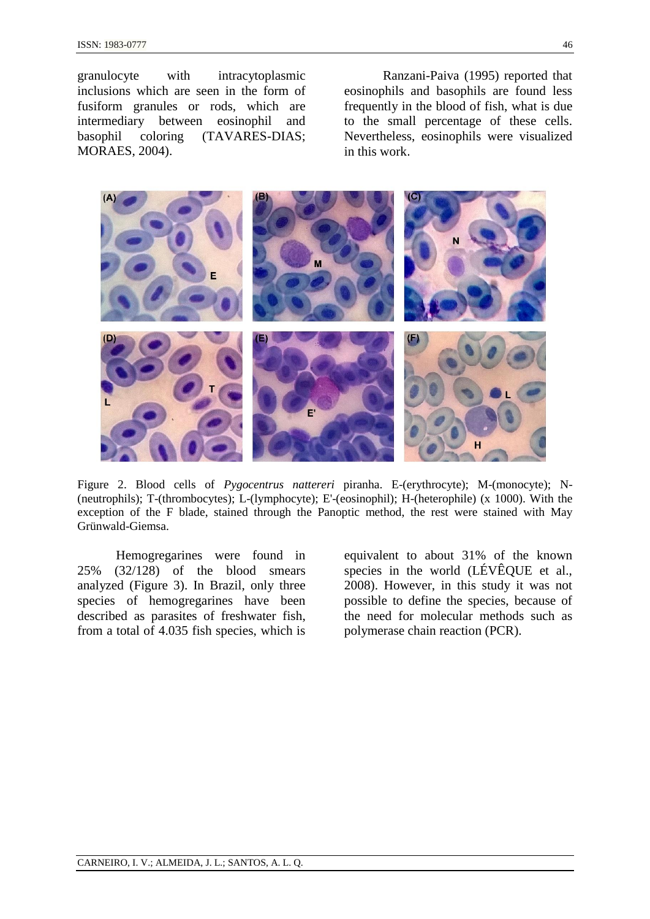granulocyte with intracytoplasmic inclusions which are seen in the form of fusiform granules or rods, which are intermediary between eosinophil and basophil coloring (TAVARES-DIAS; MORAES, 2004).

Ranzani-Paiva (1995) reported that eosinophils and basophils are found less frequently in the blood of fish, what is due to the small percentage of these cells. Nevertheless, eosinophils were visualized in this work.

Figure 2. Blood cells of *Pygocentrus nattereri* piranha. E-(erythrocyte); M-(monocyte); N-(neutrophils); T-(thrombocytes); L-(lymphocyte); E'-(eosinophil); H-(heterophile) (x 1000). With the exception of the F blade, stained through the Panoptic method, the rest were stained with May Grünwald-Giemsa.

Hemogregarines were found in 25% (32/128) of the blood smears analyzed (Figure 3). In Brazil, only three species of hemogregarines have been described as parasites of freshwater fish, from a total of 4.035 fish species, which is equivalent to about 31% of the known species in the world (LÉVÊQUE et al., 2008). However, in this study it was not possible to define the species, because of the need for molecular methods such as polymerase chain reaction (PCR).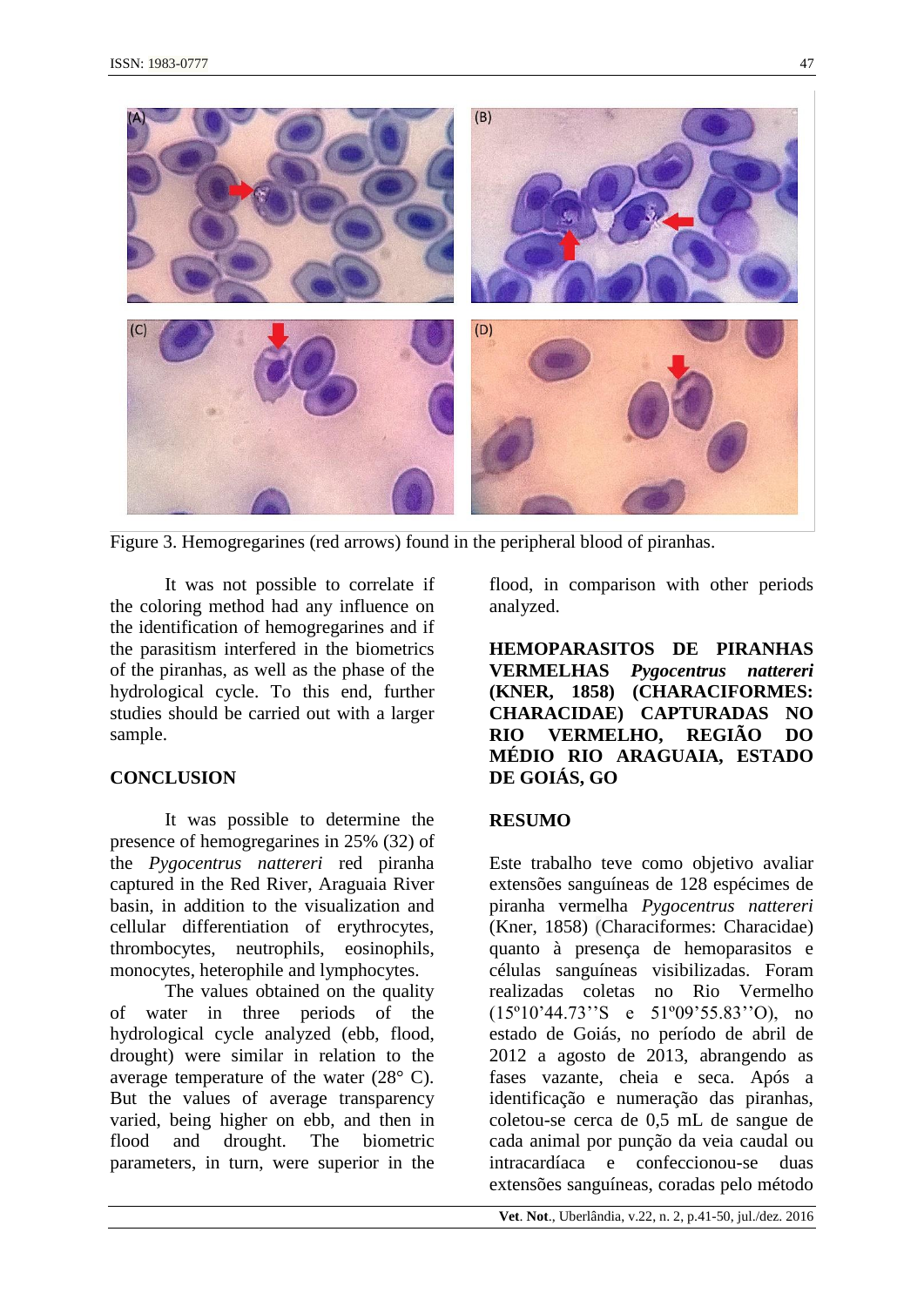Figure 3. Hemogregarines (red arrows) found in the peripheral blood of piranhas.

It was not possible to correlate if the coloring method had any influence on the identification of hemogregarines and if the parasitism interfered in the biometrics of the piranhas, as well as the phase of the hydrological cycle. To this end, further studies should be carried out with a larger sample.

## CONCLUSION

It was possible to determine the presence of hemogregarines in 25% (32) of the *Pygocentrus nattereri* red piranha captured in the Red River, Araguaia River basin, in addition to the visualization and cellular differentiation of erythrocytes, thrombocytes, neutrophils, eosinophils, monocytes, heterophile and lymphocytes.

The values obtained on the quality of water in three periods of the hydrological cycle analyzed (ebb, flood, drought) were similar in relation to the average temperature of the water (28° C). But the values of average transparency varied, being higher on ebb, and then in flood and drought. The biometric parameters, in turn, were superior in the flood, in comparison with other periods analyzed.

## HEMOPARASITOS DE PIRANHAS VERMELHAS *Pygocentrus nattereri* (KNER, 1858) (CHARACIFORMES: CHARACIDAE) CAPTURADAS NO RIO VERMELHO, REGIÃO DO MÉDIO RIO ARAGUAIA, ESTADO DE GOIÁS, GO

## RESUMO

Este trabalho teve como objetivo avaliar extensões sanguíneas de 128 espécimes de piranha vermelha *Pygocentrus nattereri* (Kner, 1858) (Characiformes: Characidae) quanto à presença de hemoparasitos e células sanguíneas visibilizadas. Foram realizadas coletas no Rio Vermelho (15º10'44.73''S e 51º09'55.83''O), no estado de Goiás, no período de abril de 2012 a agosto de 2013, abrangendo as fases vazante, cheia e seca. Após a identificação e numeração das piranhas, coletou-se cerca de 0,5 mL de sangue de cada animal por punção da veia caudal ou intracardíaca e confeccionou-se duas extensões sanguíneas, coradas pelo método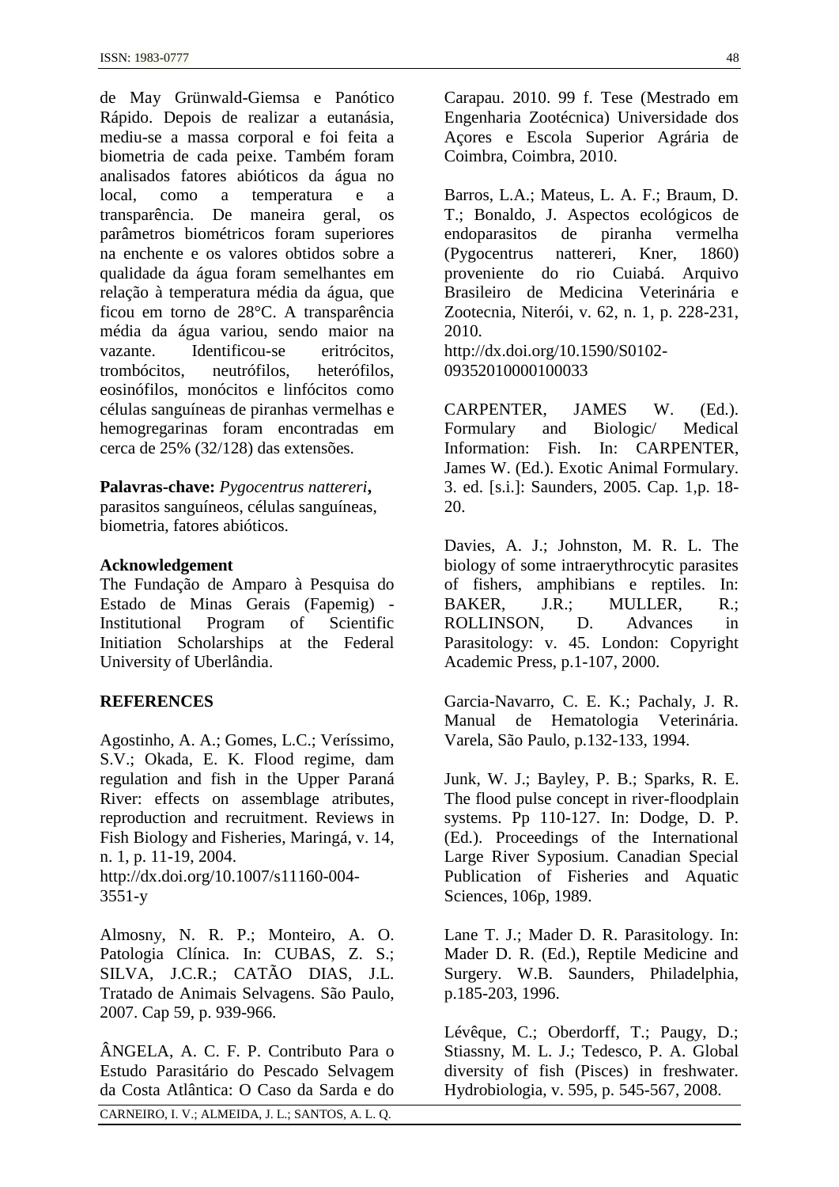de May Grünwald-Giemsa e Panótico Rápido. Depois de realizar a eutanásia, mediu-se a massa corporal e foi feita a biometria de cada peixe. Também foram analisados fatores abióticos da água no local, como a temperatura e a transparência. De maneira geral, os parâmetros biométricos foram superiores na enchente e os valores obtidos sobre a qualidade da água foram semelhantes em relação à temperatura média da água, que ficou em torno de 28°C. A transparência média da água variou, sendo maior na vazante. Identificou-se eritrócitos, trombócitos, neutrófilos, heterófilos, eosinófilos, monócitos e linfócitos como células sanguíneas de piranhas vermelhas e hemogregarinas foram encontradas em cerca de 25% (32/128) das extensões.

**Palavras-chave:** *Pygocentrus nattereri***,** parasitos sanguíneos, células sanguíneas, biometria, fatores abióticos.

**Acknowledgement**

The Fundação de Amparo à Pesquisa do Estado de Minas Gerais (Fapemig) - Institutional Program of Scientific Initiation Scholarships at the Federal University of Uberlândia.

**REFERENCES**

Agostinho, A. A.; Gomes, L.C.; Veríssimo, S.V.; Okada, E. K. Flood regime, dam regulation and fish in the Upper Paraná River: effects on assemblage atributes, reproduction and recruitment. Reviews in Fish Biology and Fisheries, Maringá, v. 14, n. 1, p. 11-19, 2004. http://dx.doi.org/10.1007/s11160-004-3551-y

Almosny, N. R. P.; Monteiro, A. O. Patologia Clínica. In: CUBAS, Z. S.; SILVA, J.C.R.; CATÃO DIAS, J.L. Tratado de Animais Selvagens. São Paulo, 2007. Cap 59, p. 939-966.

ÂNGELA, A. C. F. P. Contributo Para o Estudo Parasitário do Pescado Selvagem da Costa Atlântica: O Caso da Sarda e do Carapau. 2010. 99 f. Tese (Mestrado em Engenharia Zootécnica) Universidade dos Açores e Escola Superior Agrária de Coimbra, Coimbra, 2010.

Barros, L.A.; Mateus, L. A. F.; Braum, D. T.; Bonaldo, J. Aspectos ecológicos de endoparasitos de piranha vermelha (Pygocentrus nattereri, Kner, 1860) proveniente do rio Cuiabá. Arquivo Brasileiro de Medicina Veterinária e Zootecnia, Niterói, v. 62, n. 1, p. 228-231, 2010. http://dx.doi.org/10.1590/S0102-09352010000100033

CARPENTER, JAMES W. (Ed.). Formulary and Biologic/ Medical Information: Fish. In: CARPENTER, James W. (Ed.). Exotic Animal Formulary. 3. ed. [s.i.]: Saunders, 2005. Cap. 1,p. 18-20.

Davies, A. J.; Johnston, M. R. L. The biology of some intraerythrocytic parasites of fishers, amphibians e reptiles. In: BAKER, J.R.; MULLER, R.; ROLLINSON, D. Advances in Parasitology: v. 45. London: Copyright Academic Press, p.1-107, 2000.

Garcia-Navarro, C. E. K.; Pachaly, J. R. Manual de Hematologia Veterinária. Varela, São Paulo, p.132-133, 1994.

Junk, W. J.; Bayley, P. B.; Sparks, R. E. The flood pulse concept in river-floodplain systems. Pp 110-127. In: Dodge, D. P. (Ed.). Proceedings of the International Large River Syposium. Canadian Special Publication of Fisheries and Aquatic Sciences, 106p, 1989.

Lane T. J.; Mader D. R. Parasitology. In: Mader D. R. (Ed.), Reptile Medicine and Surgery. W.B. Saunders, Philadelphia, p.185-203, 1996.

Lévêque, C.; Oberdorff, T.; Paugy, D.; Stiassny, M. L. J.; Tedesco, P. A. Global diversity of fish (Pisces) in freshwater. Hydrobiologia, v. 595, p. 545-567, 2008.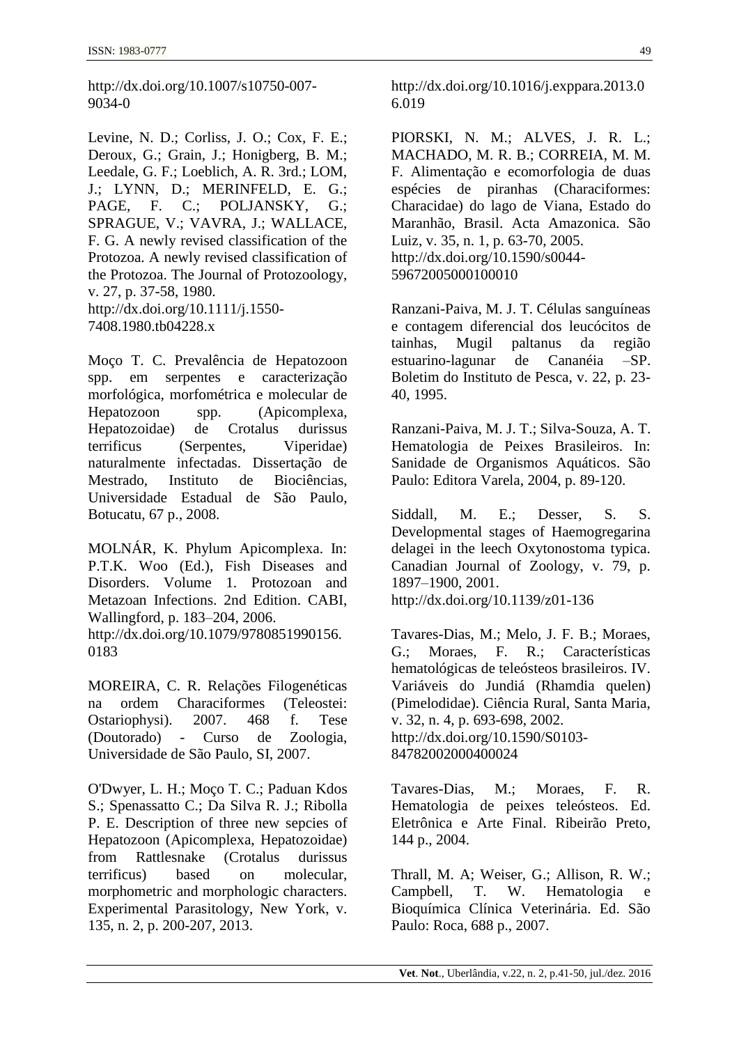http://dx.doi.org/10.1007/s10750-007-9034-0

Levine, N. D.; Corliss, J. O.; Cox, F. E.; Deroux, G.; Grain, J.; Honigberg, B. M.; Leedale, G. F.; Loeblich, A. R. 3rd.; LOM, J.; LYNN, D.; MERINFELD, E. G.; PAGE, F. C.; POLJANSKY, G.; SPRAGUE, V.; VAVRA, J.; WALLACE, F. G. A newly revised classification of the Protozoa. A newly revised classification of the Protozoa. The Journal of Protozoology, v. 27, p. 37-58, 1980. http://dx.doi.org/10.1111/j.1550-7408.1980.tb04228.x

Moço T. C. Prevalência de Hepatozoon spp. em serpentes e caracterização morfológica, morfométrica e molecular de Hepatozoon spp. (Apicomplexa, Hepatozoidae) de Crotalus durissus terrificus (Serpentes, Viperidae) naturalmente infectadas. Dissertação de Mestrado, Instituto de Biociências, Universidade Estadual de São Paulo, Botucatu, 67 p., 2008.

MOLNÁR, K. Phylum Apicomplexa. In: P.T.K. Woo (Ed.), Fish Diseases and Disorders. Volume 1. Protozoan and Metazoan Infections. 2nd Edition. CABI, Wallingford, p. 183–204, 2006. http://dx.doi.org/10.1079/9780851990156.0183

MOREIRA, C. R. Relações Filogenéticas na ordem Characiformes (Teleostei: Ostariophysi). 2007. 468 f. Tese (Doutorado) - Curso de Zoologia, Universidade de São Paulo, SI, 2007.

O'Dwyer, L. H.; Moço T. C.; Paduan Kdos S.; Spenassatto C.; Da Silva R. J.; Ribolla P. E. Description of three new sepcies of Hepatozoon (Apicomplexa, Hepatozoidae) from Rattlesnake (Crotalus durissus terrificus) based on molecular, morphometric and morphologic characters. Experimental Parasitology, New York, v. 135, n. 2, p. 200-207, 2013. http://dx.doi.org/10.1016/j.exppara.2013.06.019

PIORSKI, N. M.; ALVES, J. R. L.; MACHADO, M. R. B.; CORREIA, M. M. F. Alimentação e ecomorfologia de duas espécies de piranhas (Characiformes: Characidae) do lago de Viana, Estado do Maranhão, Brasil. Acta Amazonica. São Luiz, v. 35, n. 1, p. 63-70, 2005. http://dx.doi.org/10.1590/s0044-59672005000100010

Ranzani-Paiva, M. J. T. Células sanguíneas e contagem diferencial dos leucócitos de tainhas, Mugil paltanus da região estuarino-lagunar de Cananéia –SP. Boletim do Instituto de Pesca, v. 22, p. 23-40, 1995.

Ranzani-Paiva, M. J. T.; Silva-Souza, A. T. Hematologia de Peixes Brasileiros. In: Sanidade de Organismos Aquáticos. São Paulo: Editora Varela, 2004, p. 89-120.

Siddall, M. E.; Desser, S. S. Developmental stages of Haemogregarina delagei in the leech Oxytonostoma typica. Canadian Journal of Zoology, v. 79, p. 1897–1900, 2001. http://dx.doi.org/10.1139/z01-136

Tavares-Dias, M.; Melo, J. F. B.; Moraes, G.; Moraes, F. R.; Características hematológicas de teleósteos brasileiros. IV. Variáveis do Jundiá (Rhamdia quelen) (Pimelodidae). Ciência Rural, Santa Maria, v. 32, n. 4, p. 693-698, 2002. http://dx.doi.org/10.1590/S0103-84782002000400024

Tavares-Dias, M.; Moraes, F. R. Hematologia de peixes teleósteos. Ed. Eletrônica e Arte Final. Ribeirão Preto, 144 p., 2004.

Thrall, M. A; Weiser, G.; Allison, R. W.; Campbell, T. W. Hematologia e Bioquímica Clínica Veterinária. Ed. São Paulo: Roca, 688 p., 2007.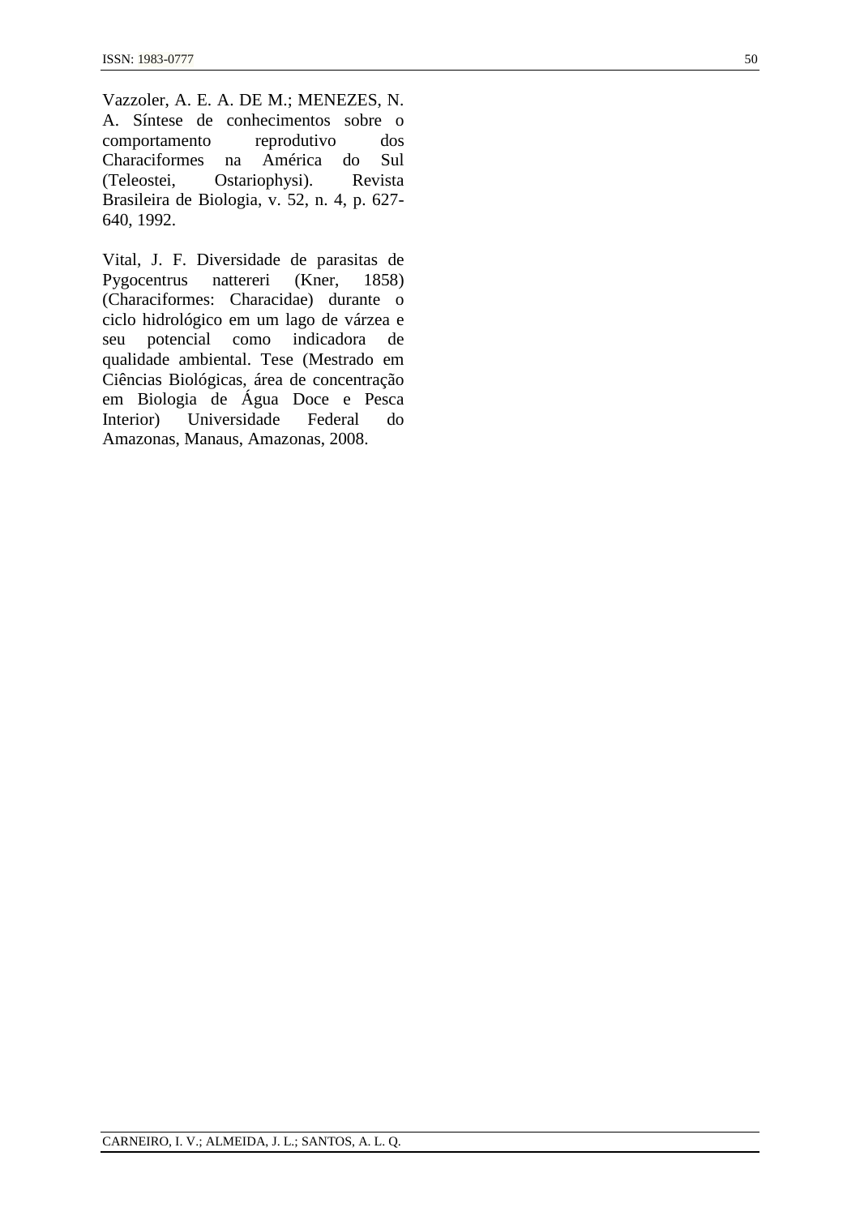Vazzoler, A. E. A. DE M.; MENEZES, N. A. Síntese de conhecimentos sobre o comportamento reprodutivo dos Characiformes na América do Sul (Teleostei, Ostariophysi). Revista Brasileira de Biologia, v. 52, n. 4, p. 627-640, 1992.

Vital, J. F. Diversidade de parasitas de Pygocentrus nattereri (Kner, 1858) (Characiformes: Characidae) durante o ciclo hidrológico em um lago de várzea e seu potencial como indicadora de qualidade ambiental. Tese (Mestrado em Ciências Biológicas, área de concentração em Biologia de Água Doce e Pesca Interior) Universidade Federal do Amazonas, Manaus, Amazonas, 2008.